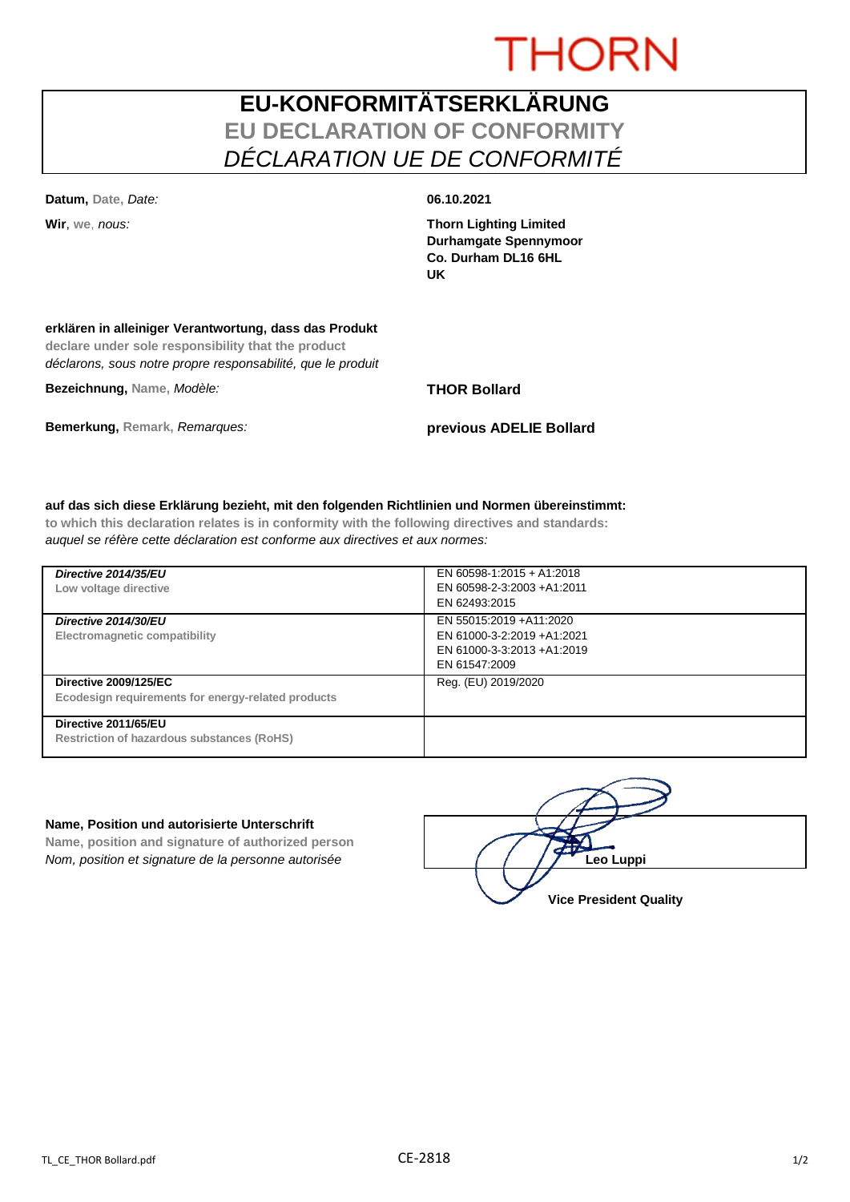THORN

# EU-KONFORMITÄTSERKLÄRUNG
## EU DECLARATION OF CONFORMITY
## *DÉCLARATION UE DE CONFORMITÉ*

**Datum,** Date, *Date:* **06.10.2021**

**Wir**, we, *nous:* **Thorn Lighting Limited**
**Durhamgate Spennymoor**
**Co. Durham DL16 6HL**
**UK**

**erklären in alleiniger Verantwortung, dass das Produkt**
**declare under sole responsibility that the product**
*déclarons, sous notre propre responsabilité, que le produit*

**Bezeichnung,** Name, *Modèle:* **THOR Bollard**

**Bemerkung,** Remark, *Remarques:* **previous ADELIE Bollard**

**auf das sich diese Erklärung bezieht, mit den folgenden Richtlinien und Normen übereinstimmt:**
**to which this declaration relates is in conformity with the following directives and standards:**
*auquel se réfère cette déclaration est conforme aux directives et aux normes:*

| Directive | Standards |
|---|---|
| ***Directive 2014/35/EU***<br>**Low voltage directive** | EN 60598-1:2015 + A1:2018<br>EN 60598-2-3:2003 +A1:2011<br>EN 62493:2015 |
| ***Directive 2014/30/EU***<br>**Electromagnetic compatibility** | EN 55015:2019 +A11:2020<br>EN 61000-3-2:2019 +A1:2021<br>EN 61000-3-3:2013 +A1:2019<br>EN 61547:2009 |
| **Directive 2009/125/EC**<br>**Ecodesign requirements for energy-related products** | Reg. (EU) 2019/2020 |
| **Directive 2011/65/EU**<br>**Restriction of hazardous substances (RoHS)** | |

**Name, Position und autorisierte Unterschrift**
**Name, position and signature of authorized person**
*Nom, position et signature de la personne autorisée*

**Leo Luppi**
**Vice President Quality**

TL_CE_THOR Bollard.pdf CE-2818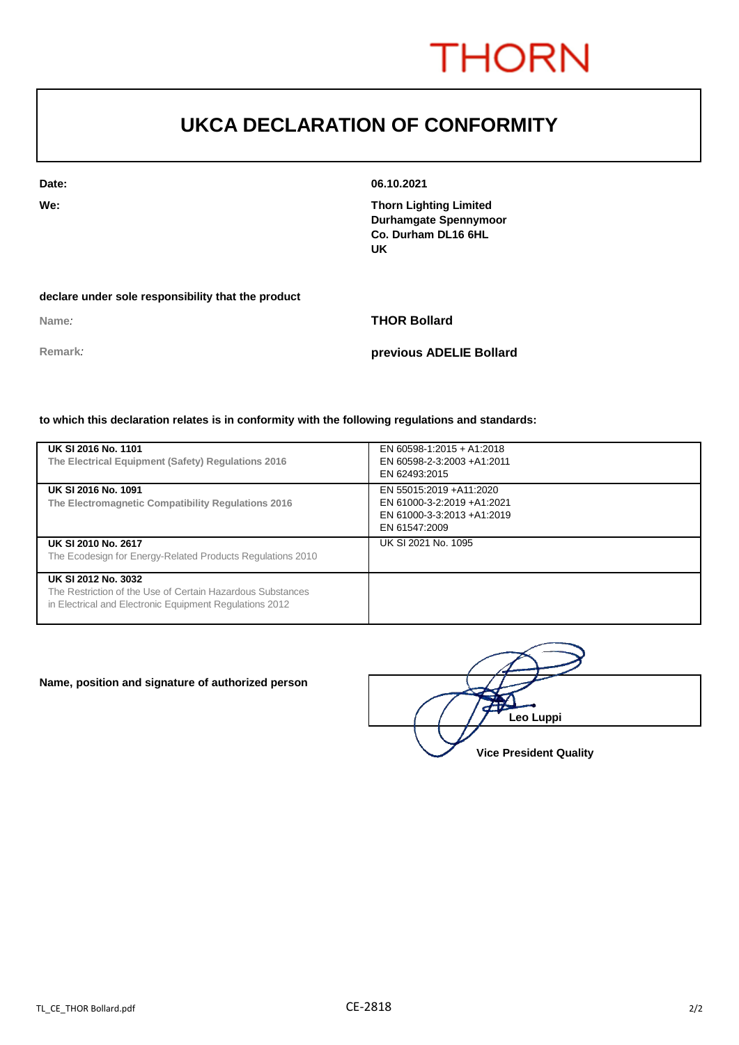THORN

# UKCA DECLARATION OF CONFORMITY

**Date:** **06.10.2021**

**We:** **Thorn Lighting Limited**
**Durhamgate Spennymoor**
**Co. Durham DL16 6HL**
**UK**

**declare under sole responsibility that the product**

Name: **THOR Bollard**

Remark: **previous ADELIE Bollard**

**to which this declaration relates is in conformity with the following regulations and standards:**

| | |
|---|---|
| **UK SI 2016 No. 1101**<br>**The Electrical Equipment (Safety) Regulations 2016** | EN 60598-1:2015 + A1:2018<br>EN 60598-2-3:2003 +A1:2011<br>EN 62493:2015 |
| **UK SI 2016 No. 1091**<br>**The Electromagnetic Compatibility Regulations 2016** | EN 55015:2019 +A11:2020<br>EN 61000-3-2:2019 +A1:2021<br>EN 61000-3-3:2013 +A1:2019<br>EN 61547:2009 |
| **UK SI 2010 No. 2617**<br>The Ecodesign for Energy-Related Products Regulations 2010 | UK SI 2021 No. 1095 |
| **UK SI 2012 No. 3032**<br>The Restriction of the Use of Certain Hazardous Substances in Electrical and Electronic Equipment Regulations 2012 | |

**Name, position and signature of authorized person**

**Leo Luppi**

**Vice President Quality**

TL_CE_THOR Bollard.pdf CE-2818